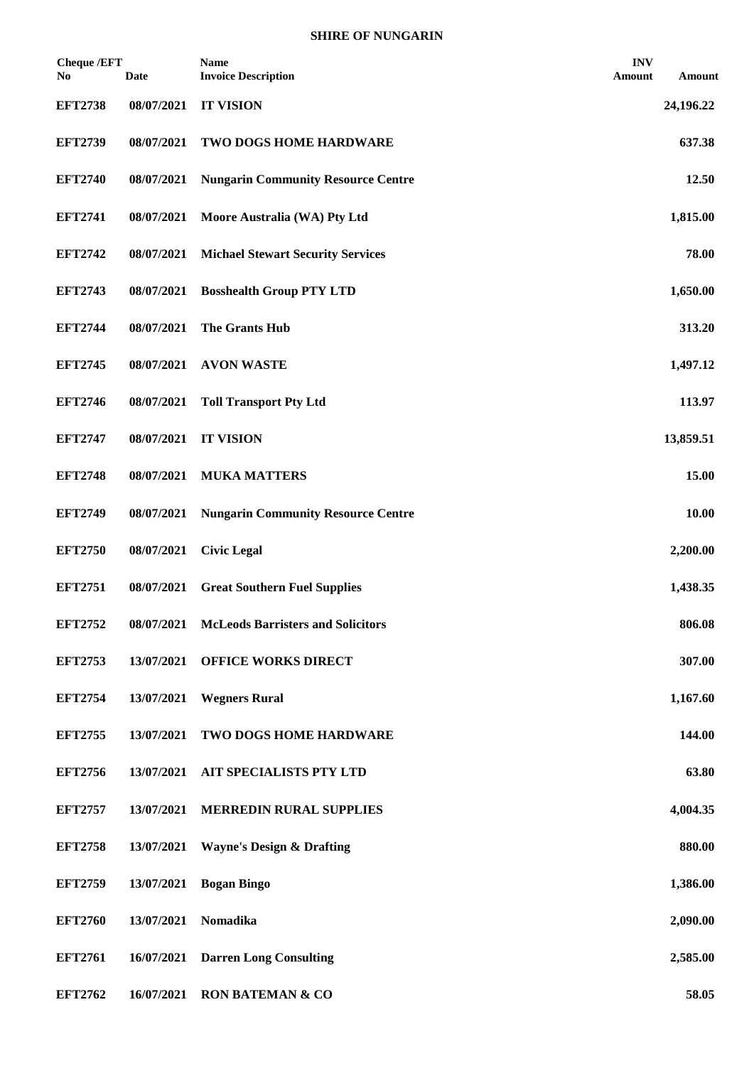**SHIRE OF NUNGARIN**

| Cheque /EFT No | Date | Name Invoice Description | INV Amount | Amount |
|---|---|---|---|---|
| **EFT2738** | **08/07/2021** | **IT VISION** | | **24,196.22** |
| **EFT2739** | **08/07/2021** | **TWO DOGS HOME HARDWARE** | | **637.38** |
| **EFT2740** | **08/07/2021** | **Nungarin Community Resource Centre** | | **12.50** |
| **EFT2741** | **08/07/2021** | **Moore Australia (WA) Pty Ltd** | | **1,815.00** |
| **EFT2742** | **08/07/2021** | **Michael Stewart Security Services** | | **78.00** |
| **EFT2743** | **08/07/2021** | **Bosshealth Group PTY LTD** | | **1,650.00** |
| **EFT2744** | **08/07/2021** | **The Grants Hub** | | **313.20** |
| **EFT2745** | **08/07/2021** | **AVON WASTE** | | **1,497.12** |
| **EFT2746** | **08/07/2021** | **Toll Transport Pty Ltd** | | **113.97** |
| **EFT2747** | **08/07/2021** | **IT VISION** | | **13,859.51** |
| **EFT2748** | **08/07/2021** | **MUKA MATTERS** | | **15.00** |
| **EFT2749** | **08/07/2021** | **Nungarin Community Resource Centre** | | **10.00** |
| **EFT2750** | **08/07/2021** | **Civic Legal** | | **2,200.00** |
| **EFT2751** | **08/07/2021** | **Great Southern Fuel Supplies** | | **1,438.35** |
| **EFT2752** | **08/07/2021** | **McLeods Barristers and Solicitors** | | **806.08** |
| **EFT2753** | **13/07/2021** | **OFFICE WORKS DIRECT** | | **307.00** |
| **EFT2754** | **13/07/2021** | **Wegners Rural** | | **1,167.60** |
| **EFT2755** | **13/07/2021** | **TWO DOGS HOME HARDWARE** | | **144.00** |
| **EFT2756** | **13/07/2021** | **AIT SPECIALISTS PTY LTD** | | **63.80** |
| **EFT2757** | **13/07/2021** | **MERREDIN RURAL SUPPLIES** | | **4,004.35** |
| **EFT2758** | **13/07/2021** | **Wayne's Design & Drafting** | | **880.00** |
| **EFT2759** | **13/07/2021** | **Bogan Bingo** | | **1,386.00** |
| **EFT2760** | **13/07/2021** | **Nomadika** | | **2,090.00** |
| **EFT2761** | **16/07/2021** | **Darren Long Consulting** | | **2,585.00** |
| **EFT2762** | **16/07/2021** | **RON BATEMAN & CO** | | **58.05** |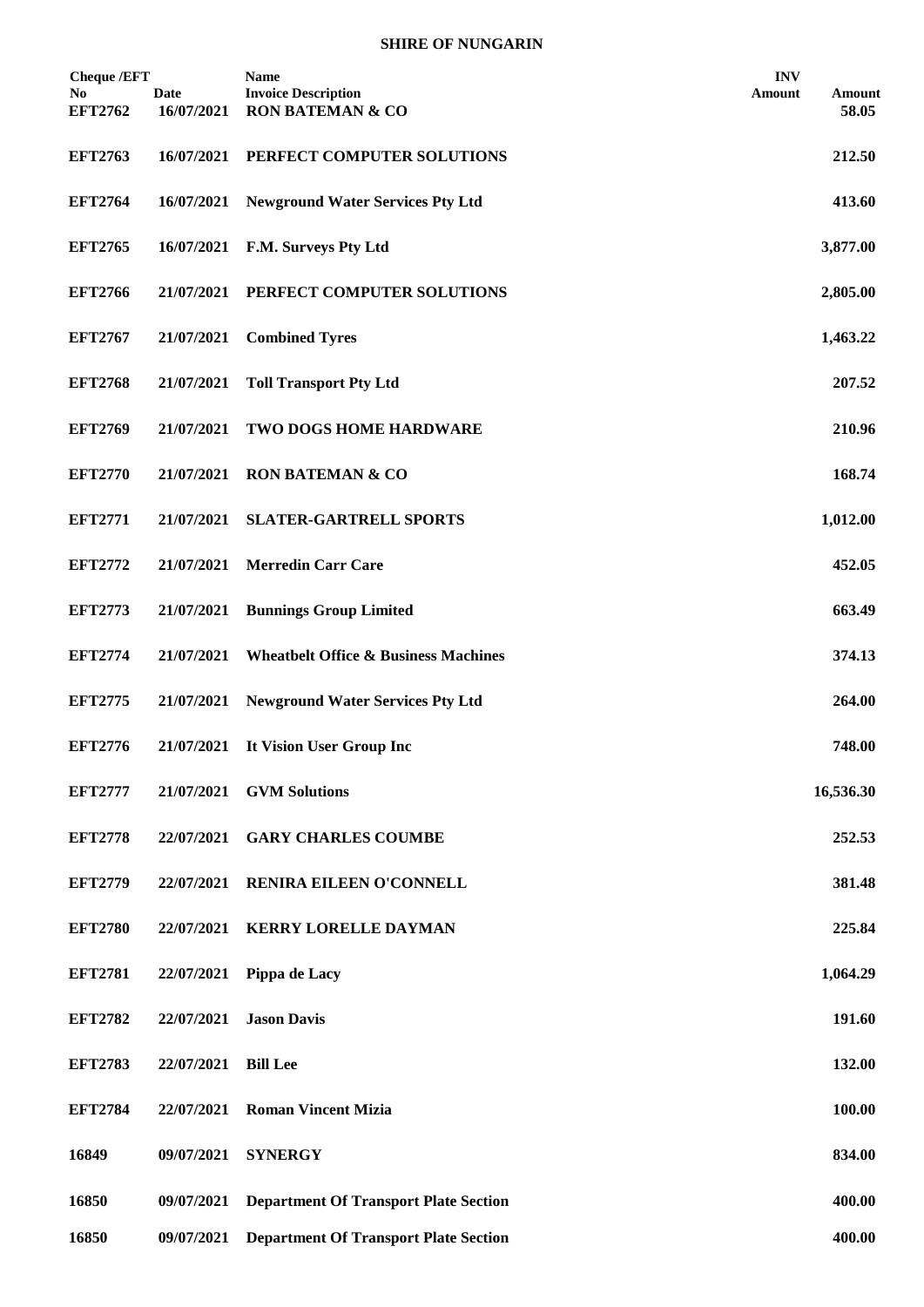**SHIRE OF NUNGARIN**

| Cheque /EFT No | Date | Name Invoice Description | INV Amount | Amount |
|---|---|---|---|---|
| EFT2762 | 16/07/2021 | RON BATEMAN & CO | | 58.05 |
| EFT2763 | 16/07/2021 | PERFECT COMPUTER SOLUTIONS | | 212.50 |
| EFT2764 | 16/07/2021 | Newground Water Services Pty Ltd | | 413.60 |
| EFT2765 | 16/07/2021 | F.M. Surveys Pty Ltd | | 3,877.00 |
| EFT2766 | 21/07/2021 | PERFECT COMPUTER SOLUTIONS | | 2,805.00 |
| EFT2767 | 21/07/2021 | Combined Tyres | | 1,463.22 |
| EFT2768 | 21/07/2021 | Toll Transport Pty Ltd | | 207.52 |
| EFT2769 | 21/07/2021 | TWO DOGS HOME HARDWARE | | 210.96 |
| EFT2770 | 21/07/2021 | RON BATEMAN & CO | | 168.74 |
| EFT2771 | 21/07/2021 | SLATER-GARTRELL SPORTS | | 1,012.00 |
| EFT2772 | 21/07/2021 | Merredin Carr Care | | 452.05 |
| EFT2773 | 21/07/2021 | Bunnings Group Limited | | 663.49 |
| EFT2774 | 21/07/2021 | Wheatbelt Office & Business Machines | | 374.13 |
| EFT2775 | 21/07/2021 | Newground Water Services Pty Ltd | | 264.00 |
| EFT2776 | 21/07/2021 | It Vision User Group Inc | | 748.00 |
| EFT2777 | 21/07/2021 | GVM Solutions | | 16,536.30 |
| EFT2778 | 22/07/2021 | GARY CHARLES COUMBE | | 252.53 |
| EFT2779 | 22/07/2021 | RENIRA EILEEN O'CONNELL | | 381.48 |
| EFT2780 | 22/07/2021 | KERRY LORELLE DAYMAN | | 225.84 |
| EFT2781 | 22/07/2021 | Pippa de Lacy | | 1,064.29 |
| EFT2782 | 22/07/2021 | Jason Davis | | 191.60 |
| EFT2783 | 22/07/2021 | Bill Lee | | 132.00 |
| EFT2784 | 22/07/2021 | Roman Vincent Mizia | | 100.00 |
| 16849 | 09/07/2021 | SYNERGY | | 834.00 |
| 16850 | 09/07/2021 | Department Of Transport Plate Section | | 400.00 |
| 16850 | 09/07/2021 | Department Of Transport Plate Section | | 400.00 |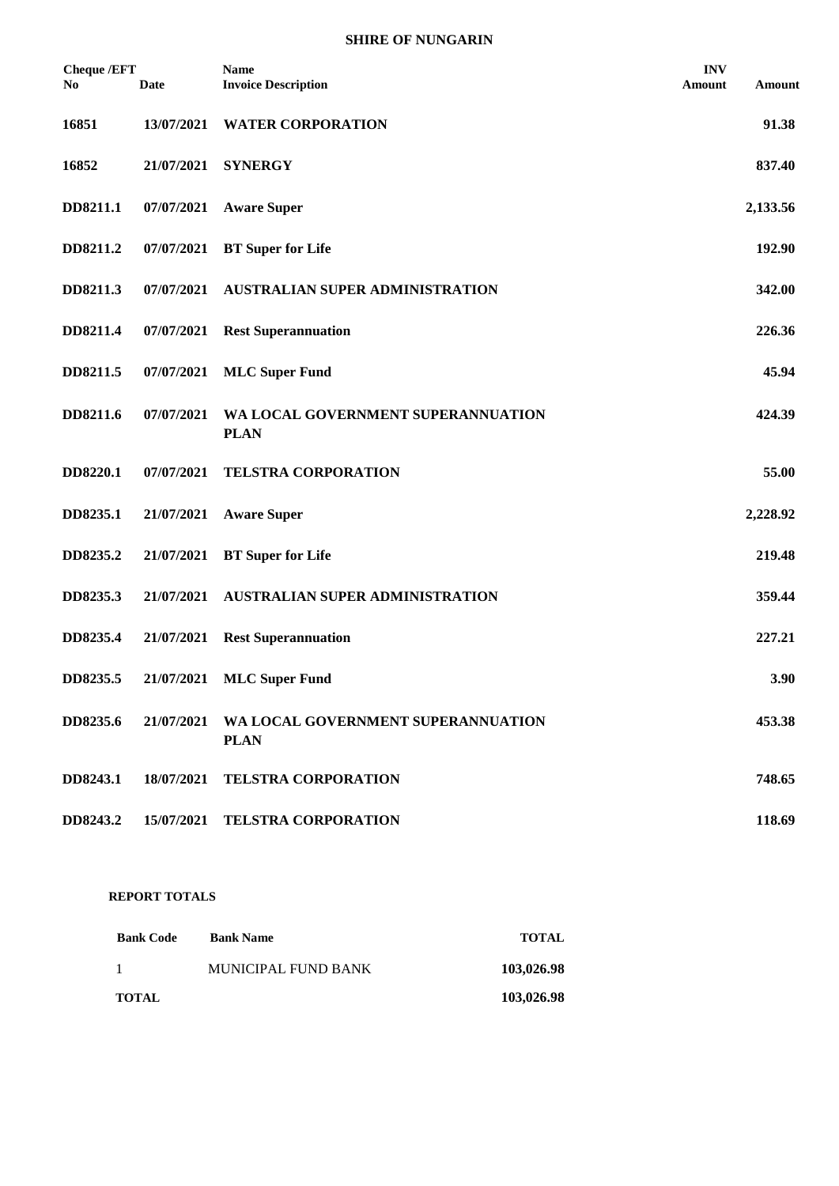**SHIRE OF NUNGARIN**

| Cheque /EFT No | Date | Name / Invoice Description | INV Amount | Amount |
|---|---|---|---|---|
| 16851 | 13/07/2021 | WATER CORPORATION | | 91.38 |
| 16852 | 21/07/2021 | SYNERGY | | 837.40 |
| DD8211.1 | 07/07/2021 | Aware Super | | 2,133.56 |
| DD8211.2 | 07/07/2021 | BT Super for Life | | 192.90 |
| DD8211.3 | 07/07/2021 | AUSTRALIAN SUPER ADMINISTRATION | | 342.00 |
| DD8211.4 | 07/07/2021 | Rest Superannuation | | 226.36 |
| DD8211.5 | 07/07/2021 | MLC Super Fund | | 45.94 |
| DD8211.6 | 07/07/2021 | WA LOCAL GOVERNMENT SUPERANNUATION PLAN | | 424.39 |
| DD8220.1 | 07/07/2021 | TELSTRA CORPORATION | | 55.00 |
| DD8235.1 | 21/07/2021 | Aware Super | | 2,228.92 |
| DD8235.2 | 21/07/2021 | BT Super for Life | | 219.48 |
| DD8235.3 | 21/07/2021 | AUSTRALIAN SUPER ADMINISTRATION | | 359.44 |
| DD8235.4 | 21/07/2021 | Rest Superannuation | | 227.21 |
| DD8235.5 | 21/07/2021 | MLC Super Fund | | 3.90 |
| DD8235.6 | 21/07/2021 | WA LOCAL GOVERNMENT SUPERANNUATION PLAN | | 453.38 |
| DD8243.1 | 18/07/2021 | TELSTRA CORPORATION | | 748.65 |
| DD8243.2 | 15/07/2021 | TELSTRA CORPORATION | | 118.69 |

**REPORT TOTALS**

| Bank Code | Bank Name | TOTAL |
|---|---|---|
| 1 | MUNICIPAL FUND BANK | 103,026.98 |
| **TOTAL** | | **103,026.98** |